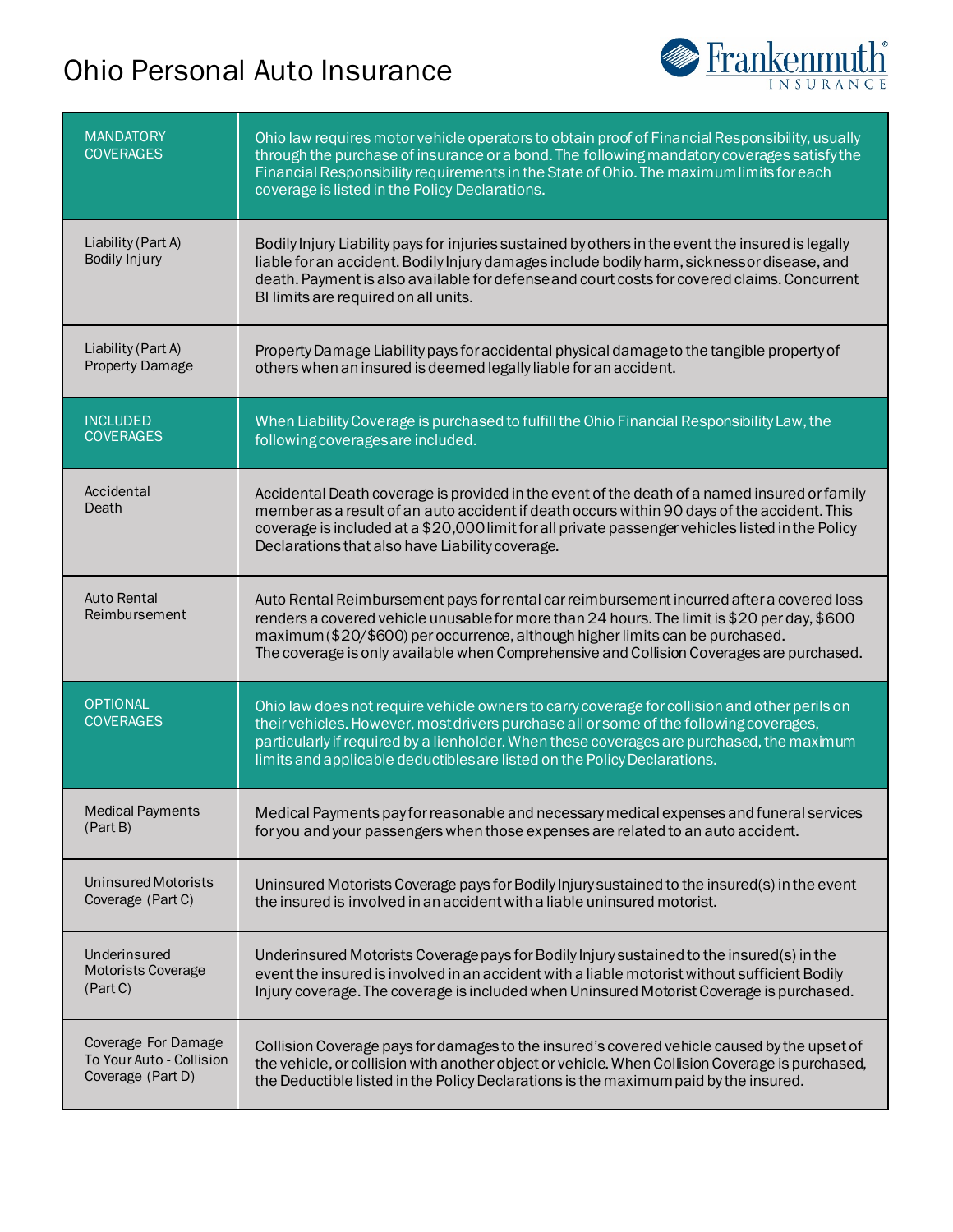# Ohio Personal Auto Insurance

Frankenmuth INSURANCE

| MANDATORY COVERAGES | Ohio law requires motor vehicle operators to obtain proof of Financial Responsibility, usually through the purchase of insurance or a bond. The following mandatory coverages satisfy the Financial Responsibility requirements in the State of Ohio. The maximum limits for each coverage is listed in the Policy Declarations. |
|---|---|
| Liability (Part A) Bodily Injury | Bodily Injury Liability pays for injuries sustained by others in the event the insured is legally liable for an accident. Bodily Injury damages include bodily harm, sickness or disease, and death. Payment is also available for defense and court costs for covered claims. Concurrent BI limits are required on all units. |
| Liability (Part A) Property Damage | Property Damage Liability pays for accidental physical damage to the tangible property of others when an insured is deemed legally liable for an accident. |
| INCLUDED COVERAGES | When Liability Coverage is purchased to fulfill the Ohio Financial Responsibility Law, the following coverages are included. |
| Accidental Death | Accidental Death coverage is provided in the event of the death of a named insured or family member as a result of an auto accident if death occurs within 90 days of the accident. This coverage is included at a $20,000 limit for all private passenger vehicles listed in the Policy Declarations that also have Liability coverage. |
| Auto Rental Reimbursement | Auto Rental Reimbursement pays for rental car reimbursement incurred after a covered loss renders a covered vehicle unusable for more than 24 hours. The limit is $20 per day, $600 maximum ($20/$600) per occurrence, although higher limits can be purchased. The coverage is only available when Comprehensive and Collision Coverages are purchased. |
| OPTIONAL COVERAGES | Ohio law does not require vehicle owners to carry coverage for collision and other perils on their vehicles. However, most drivers purchase all or some of the following coverages, particularly if required by a lienholder. When these coverages are purchased, the maximum limits and applicable deductibles are listed on the Policy Declarations. |
| Medical Payments (Part B) | Medical Payments pay for reasonable and necessary medical expenses and funeral services for you and your passengers when those expenses are related to an auto accident. |
| Uninsured Motorists Coverage (Part C) | Uninsured Motorists Coverage pays for Bodily Injury sustained to the insured(s) in the event the insured is involved in an accident with a liable uninsured motorist. |
| Underinsured Motorists Coverage (Part C) | Underinsured Motorists Coverage pays for Bodily Injury sustained to the insured(s) in the event the insured is involved in an accident with a liable motorist without sufficient Bodily Injury coverage. The coverage is included when Uninsured Motorist Coverage is purchased. |
| Coverage For Damage To Your Auto - Collision Coverage (Part D) | Collision Coverage pays for damages to the insured's covered vehicle caused by the upset of the vehicle, or collision with another object or vehicle. When Collision Coverage is purchased, the Deductible listed in the Policy Declarations is the maximum paid by the insured. |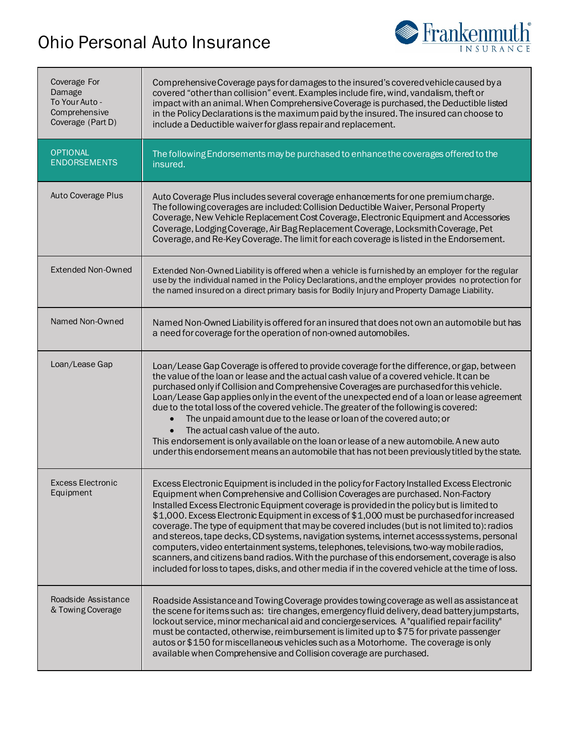# Ohio Personal Auto Insurance

| | |
|---|---|
| Coverage For Damage To Your Auto - Comprehensive Coverage (Part D) | Comprehensive Coverage pays for damages to the insured's covered vehicle caused by a covered "other than collision" event. Examples include fire, wind, vandalism, theft or impact with an animal. When Comprehensive Coverage is purchased, the Deductible listed in the Policy Declarations is the maximum paid by the insured. The insured can choose to include a Deductible waiver for glass repair and replacement. |
| OPTIONAL ENDORSEMENTS | The following Endorsements may be purchased to enhance the coverages offered to the insured. |
| Auto Coverage Plus | Auto Coverage Plus includes several coverage enhancements for one premium charge. The following coverages are included: Collision Deductible Waiver, Personal Property Coverage, New Vehicle Replacement Cost Coverage, Electronic Equipment and Accessories Coverage, Lodging Coverage, Air Bag Replacement Coverage, Locksmith Coverage, Pet Coverage, and Re-Key Coverage. The limit for each coverage is listed in the Endorsement. |
| Extended Non-Owned | Extended Non-Owned Liability is offered when a vehicle is furnished by an employer for the regular use by the individual named in the Policy Declarations, and the employer provides no protection for the named insured on a direct primary basis for Bodily Injury and Property Damage Liability. |
| Named Non-Owned | Named Non-Owned Liability is offered for an insured that does not own an automobile but has a need for coverage for the operation of non-owned automobiles. |
| Loan/Lease Gap | Loan/Lease Gap Coverage is offered to provide coverage for the difference, or gap, between the value of the loan or lease and the actual cash value of a covered vehicle. It can be purchased only if Collision and Comprehensive Coverages are purchased for this vehicle. Loan/Lease Gap applies only in the event of the unexpected end of a loan or lease agreement due to the total loss of the covered vehicle. The greater of the following is covered:<br>• The unpaid amount due to the lease or loan of the covered auto; or<br>• The actual cash value of the auto.<br>This endorsement is only available on the loan or lease of a new automobile. A new auto under this endorsement means an automobile that has not been previously titled by the state. |
| Excess Electronic Equipment | Excess Electronic Equipment is included in the policy for Factory Installed Excess Electronic Equipment when Comprehensive and Collision Coverages are purchased. Non-Factory Installed Excess Electronic Equipment coverage is provided in the policy but is limited to $1,000. Excess Electronic Equipment in excess of $1,000 must be purchased for increased coverage. The type of equipment that may be covered includes (but is not limited to): radios and stereos, tape decks, CD systems, navigation systems, internet access systems, personal computers, video entertainment systems, telephones, televisions, two-way mobile radios, scanners, and citizens band radios. With the purchase of this endorsement, coverage is also included for loss to tapes, disks, and other media if in the covered vehicle at the time of loss. |
| Roadside Assistance & Towing Coverage | Roadside Assistance and Towing Coverage provides towing coverage as well as assistance at the scene for items such as: tire changes, emergency fluid delivery, dead battery jumpstarts, lockout service, minor mechanical aid and concierge services. A "qualified repair facility" must be contacted, otherwise, reimbursement is limited up to $75 for private passenger autos or $150 for miscellaneous vehicles such as a Motorhome. The coverage is only available when Comprehensive and Collision coverage are purchased. |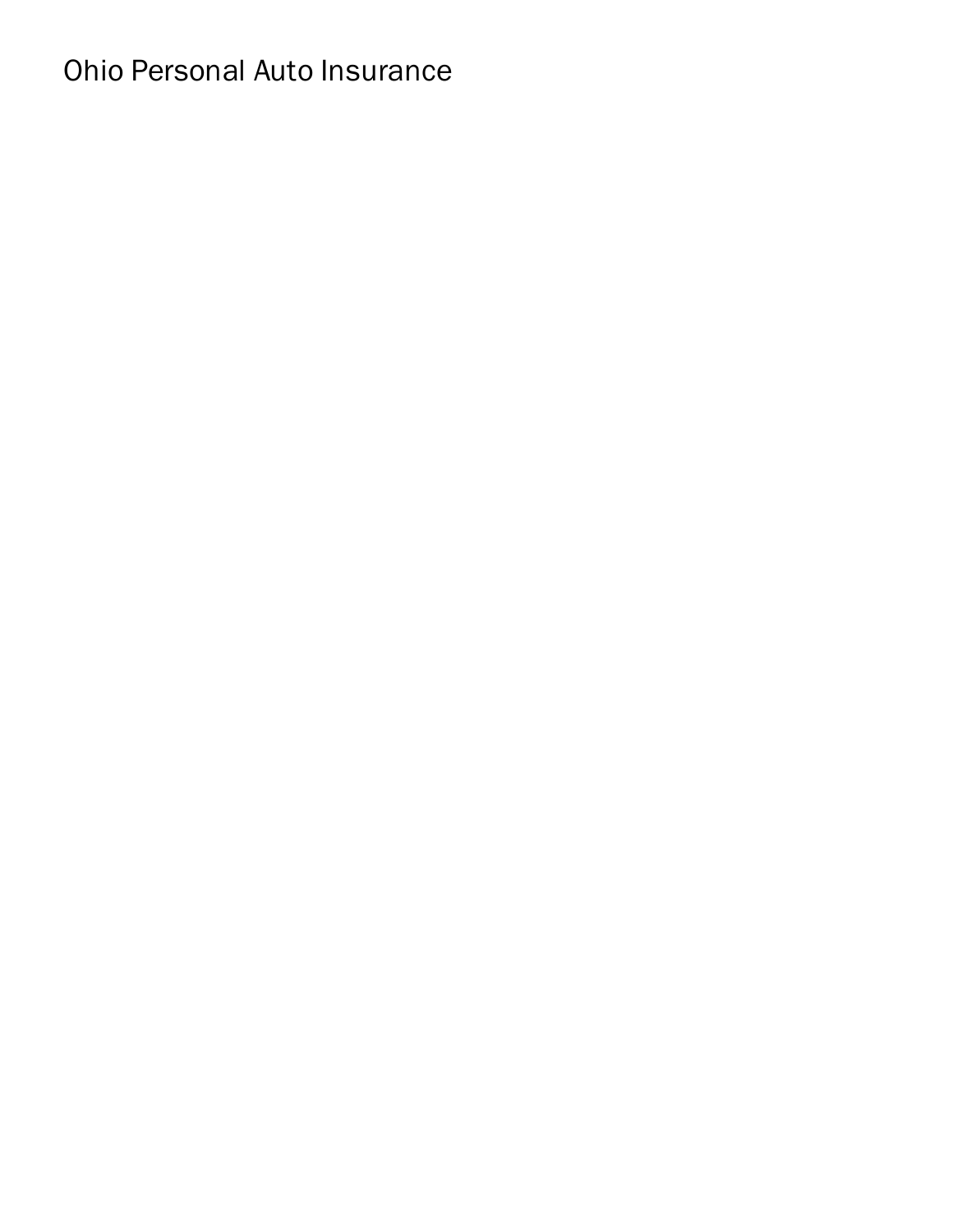Ohio Personal Auto Insurance